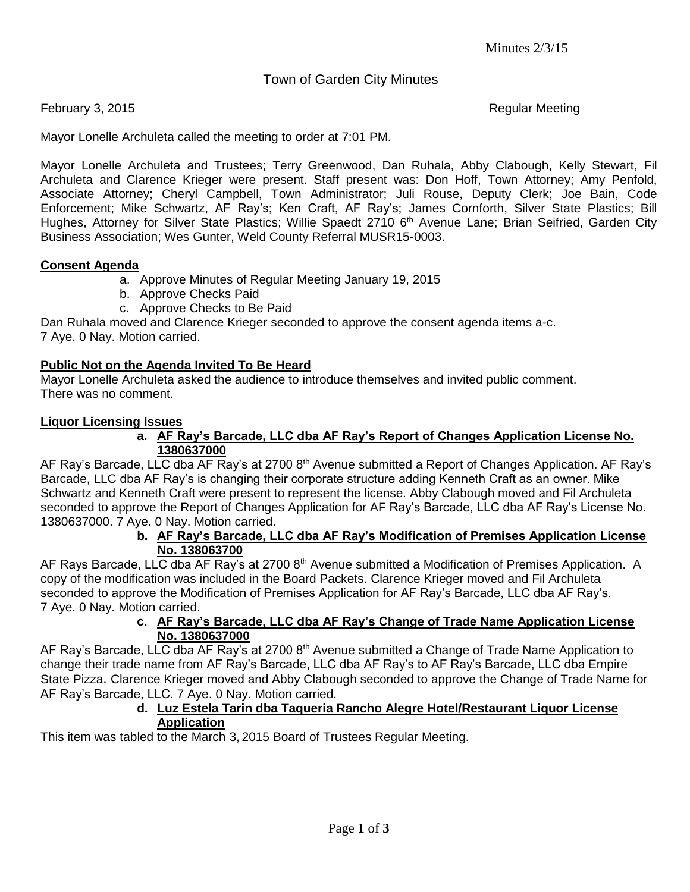# Town of Garden City Minutes

February 3, 2015 Regular Meeting

Mayor Lonelle Archuleta called the meeting to order at 7:01 PM.

Mayor Lonelle Archuleta and Trustees; Terry Greenwood, Dan Ruhala, Abby Clabough, Kelly Stewart, Fil Archuleta and Clarence Krieger were present. Staff present was: Don Hoff, Town Attorney; Amy Penfold, Associate Attorney; Cheryl Campbell, Town Administrator; Juli Rouse, Deputy Clerk; Joe Bain, Code Enforcement; Mike Schwartz, AF Ray's; Ken Craft, AF Ray's; James Cornforth, Silver State Plastics; Bill Hughes, Attorney for Silver State Plastics; Willie Spaedt 2710 6th Avenue Lane; Brian Seifried, Garden City Business Association; Wes Gunter, Weld County Referral MUSR15-0003.

## Consent Agenda

a. Approve Minutes of Regular Meeting January 19, 2015
b. Approve Checks Paid
c. Approve Checks to Be Paid

Dan Ruhala moved and Clarence Krieger seconded to approve the consent agenda items a-c.
7 Aye. 0 Nay. Motion carried.

## Public Not on the Agenda Invited To Be Heard

Mayor Lonelle Archuleta asked the audience to introduce themselves and invited public comment.
There was no comment.

## Liquor Licensing Issues

**a. AF Ray's Barcade, LLC dba AF Ray's Report of Changes Application License No. 1380637000**

AF Ray's Barcade, LLC dba AF Ray's at 2700 8th Avenue submitted a Report of Changes Application. AF Ray's Barcade, LLC dba AF Ray's is changing their corporate structure adding Kenneth Craft as an owner. Mike Schwartz and Kenneth Craft were present to represent the license. Abby Clabough moved and Fil Archuleta seconded to approve the Report of Changes Application for AF Ray's Barcade, LLC dba AF Ray's License No. 1380637000. 7 Aye. 0 Nay. Motion carried.

**b. AF Ray's Barcade, LLC dba AF Ray's Modification of Premises Application License No. 138063700**

AF Rays Barcade, LLC dba AF Ray's at 2700 8th Avenue submitted a Modification of Premises Application. A copy of the modification was included in the Board Packets. Clarence Krieger moved and Fil Archuleta seconded to approve the Modification of Premises Application for AF Ray's Barcade, LLC dba AF Ray's.
7 Aye. 0 Nay. Motion carried.

**c. AF Ray's Barcade, LLC dba AF Ray's Change of Trade Name Application License No. 1380637000**

AF Ray's Barcade, LLC dba AF Ray's at 2700 8th Avenue submitted a Change of Trade Name Application to change their trade name from AF Ray's Barcade, LLC dba AF Ray's to AF Ray's Barcade, LLC dba Empire State Pizza. Clarence Krieger moved and Abby Clabough seconded to approve the Change of Trade Name for AF Ray's Barcade, LLC. 7 Aye. 0 Nay. Motion carried.

**d. Luz Estela Tarin dba Taqueria Rancho Alegre Hotel/Restaurant Liquor License Application**

This item was tabled to the March 3, 2015 Board of Trustees Regular Meeting.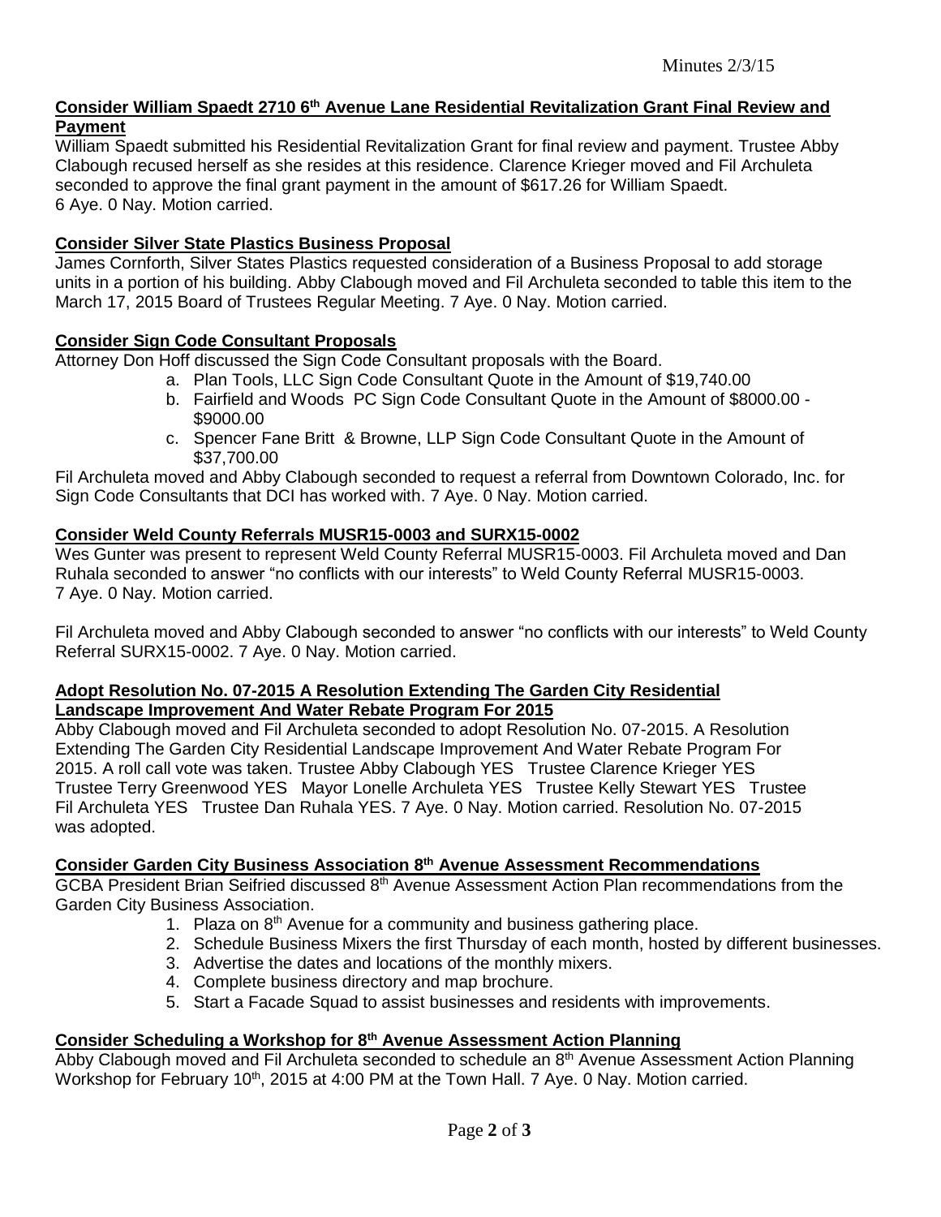**Consider William Spaedt 2710 6th Avenue Lane Residential Revitalization Grant Final Review and Payment**

William Spaedt submitted his Residential Revitalization Grant for final review and payment. Trustee Abby Clabough recused herself as she resides at this residence. Clarence Krieger moved and Fil Archuleta seconded to approve the final grant payment in the amount of $617.26 for William Spaedt. 6 Aye. 0 Nay. Motion carried.

**Consider Silver State Plastics Business Proposal**

James Cornforth, Silver States Plastics requested consideration of a Business Proposal to add storage units in a portion of his building. Abby Clabough moved and Fil Archuleta seconded to table this item to the March 17, 2015 Board of Trustees Regular Meeting. 7 Aye. 0 Nay. Motion carried.

**Consider Sign Code Consultant Proposals**

Attorney Don Hoff discussed the Sign Code Consultant proposals with the Board.

a. Plan Tools, LLC Sign Code Consultant Quote in the Amount of $19,740.00
b. Fairfield and Woods PC Sign Code Consultant Quote in the Amount of $8000.00 - $9000.00
c. Spencer Fane Britt & Browne, LLP Sign Code Consultant Quote in the Amount of $37,700.00

Fil Archuleta moved and Abby Clabough seconded to request a referral from Downtown Colorado, Inc. for Sign Code Consultants that DCI has worked with. 7 Aye. 0 Nay. Motion carried.

**Consider Weld County Referrals MUSR15-0003 and SURX15-0002**

Wes Gunter was present to represent Weld County Referral MUSR15-0003. Fil Archuleta moved and Dan Ruhala seconded to answer "no conflicts with our interests" to Weld County Referral MUSR15-0003. 7 Aye. 0 Nay. Motion carried.

Fil Archuleta moved and Abby Clabough seconded to answer "no conflicts with our interests" to Weld County Referral SURX15-0002. 7 Aye. 0 Nay. Motion carried.

**Adopt Resolution No. 07-2015 A Resolution Extending The Garden City Residential Landscape Improvement And Water Rebate Program For 2015**

Abby Clabough moved and Fil Archuleta seconded to adopt Resolution No. 07-2015. A Resolution Extending The Garden City Residential Landscape Improvement And Water Rebate Program For 2015. A roll call vote was taken. Trustee Abby Clabough YES Trustee Clarence Krieger YES Trustee Terry Greenwood YES Mayor Lonelle Archuleta YES Trustee Kelly Stewart YES Trustee Fil Archuleta YES Trustee Dan Ruhala YES. 7 Aye. 0 Nay. Motion carried. Resolution No. 07-2015 was adopted.

**Consider Garden City Business Association 8th Avenue Assessment Recommendations**

GCBA President Brian Seifried discussed 8th Avenue Assessment Action Plan recommendations from the Garden City Business Association.

1. Plaza on 8th Avenue for a community and business gathering place.
2. Schedule Business Mixers the first Thursday of each month, hosted by different businesses.
3. Advertise the dates and locations of the monthly mixers.
4. Complete business directory and map brochure.
5. Start a Facade Squad to assist businesses and residents with improvements.

**Consider Scheduling a Workshop for 8th Avenue Assessment Action Planning**

Abby Clabough moved and Fil Archuleta seconded to schedule an 8th Avenue Assessment Action Planning Workshop for February 10th, 2015 at 4:00 PM at the Town Hall. 7 Aye. 0 Nay. Motion carried.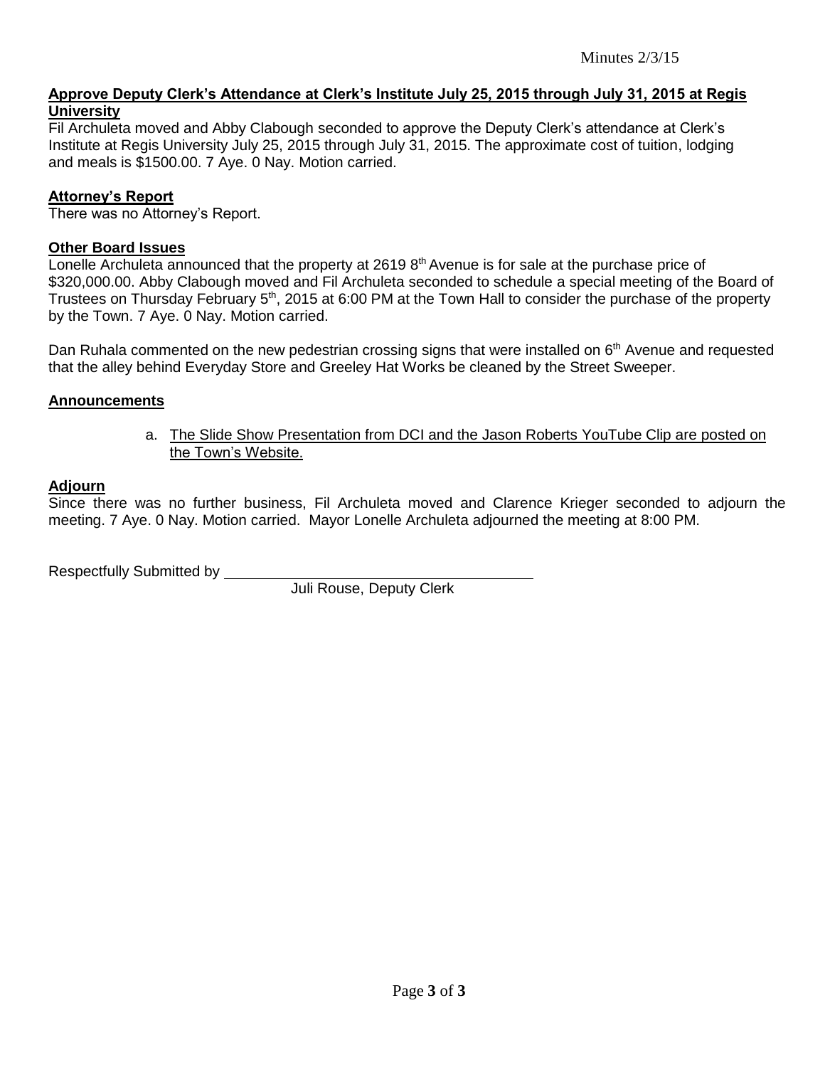**Approve Deputy Clerk's Attendance at Clerk's Institute July 25, 2015 through July 31, 2015 at Regis University**

Fil Archuleta moved and Abby Clabough seconded to approve the Deputy Clerk's attendance at Clerk's Institute at Regis University July 25, 2015 through July 31, 2015. The approximate cost of tuition, lodging and meals is $1500.00. 7 Aye. 0 Nay. Motion carried.

**Attorney's Report**

There was no Attorney's Report.

**Other Board Issues**

Lonelle Archuleta announced that the property at 2619 8th Avenue is for sale at the purchase price of $320,000.00. Abby Clabough moved and Fil Archuleta seconded to schedule a special meeting of the Board of Trustees on Thursday February 5th, 2015 at 6:00 PM at the Town Hall to consider the purchase of the property by the Town. 7 Aye. 0 Nay. Motion carried.

Dan Ruhala commented on the new pedestrian crossing signs that were installed on 6th Avenue and requested that the alley behind Everyday Store and Greeley Hat Works be cleaned by the Street Sweeper.

**Announcements**

a. The Slide Show Presentation from DCI and the Jason Roberts YouTube Clip are posted on the Town's Website.

**Adjourn**

Since there was no further business, Fil Archuleta moved and Clarence Krieger seconded to adjourn the meeting. 7 Aye. 0 Nay. Motion carried. Mayor Lonelle Archuleta adjourned the meeting at 8:00 PM.

Respectfully Submitted by ______________________________

Juli Rouse, Deputy Clerk